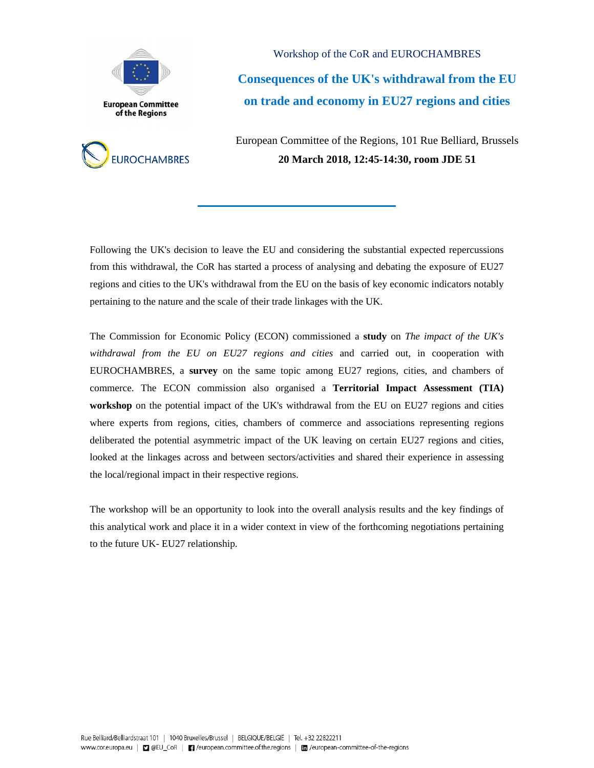European Committee of the Regions

EUROCHAMBRES

Workshop of the CoR and EUROCHAMBRES

# Consequences of the UK's withdrawal from the EU on trade and economy in EU27 regions and cities

European Committee of the Regions, 101 Rue Belliard, Brussels

**20 March 2018, 12:45-14:30, room JDE 51**

Following the UK's decision to leave the EU and considering the substantial expected repercussions from this withdrawal, the CoR has started a process of analysing and debating the exposure of EU27 regions and cities to the UK's withdrawal from the EU on the basis of key economic indicators notably pertaining to the nature and the scale of their trade linkages with the UK.

The Commission for Economic Policy (ECON) commissioned a **study** on *The impact of the UK's withdrawal from the EU on EU27 regions and cities* and carried out, in cooperation with EUROCHAMBRES, a **survey** on the same topic among EU27 regions, cities, and chambers of commerce. The ECON commission also organised a **Territorial Impact Assessment (TIA) workshop** on the potential impact of the UK's withdrawal from the EU on EU27 regions and cities where experts from regions, cities, chambers of commerce and associations representing regions deliberated the potential asymmetric impact of the UK leaving on certain EU27 regions and cities, looked at the linkages across and between sectors/activities and shared their experience in assessing the local/regional impact in their respective regions.

The workshop will be an opportunity to look into the overall analysis results and the key findings of this analytical work and place it in a wider context in view of the forthcoming negotiations pertaining to the future UK- EU27 relationship.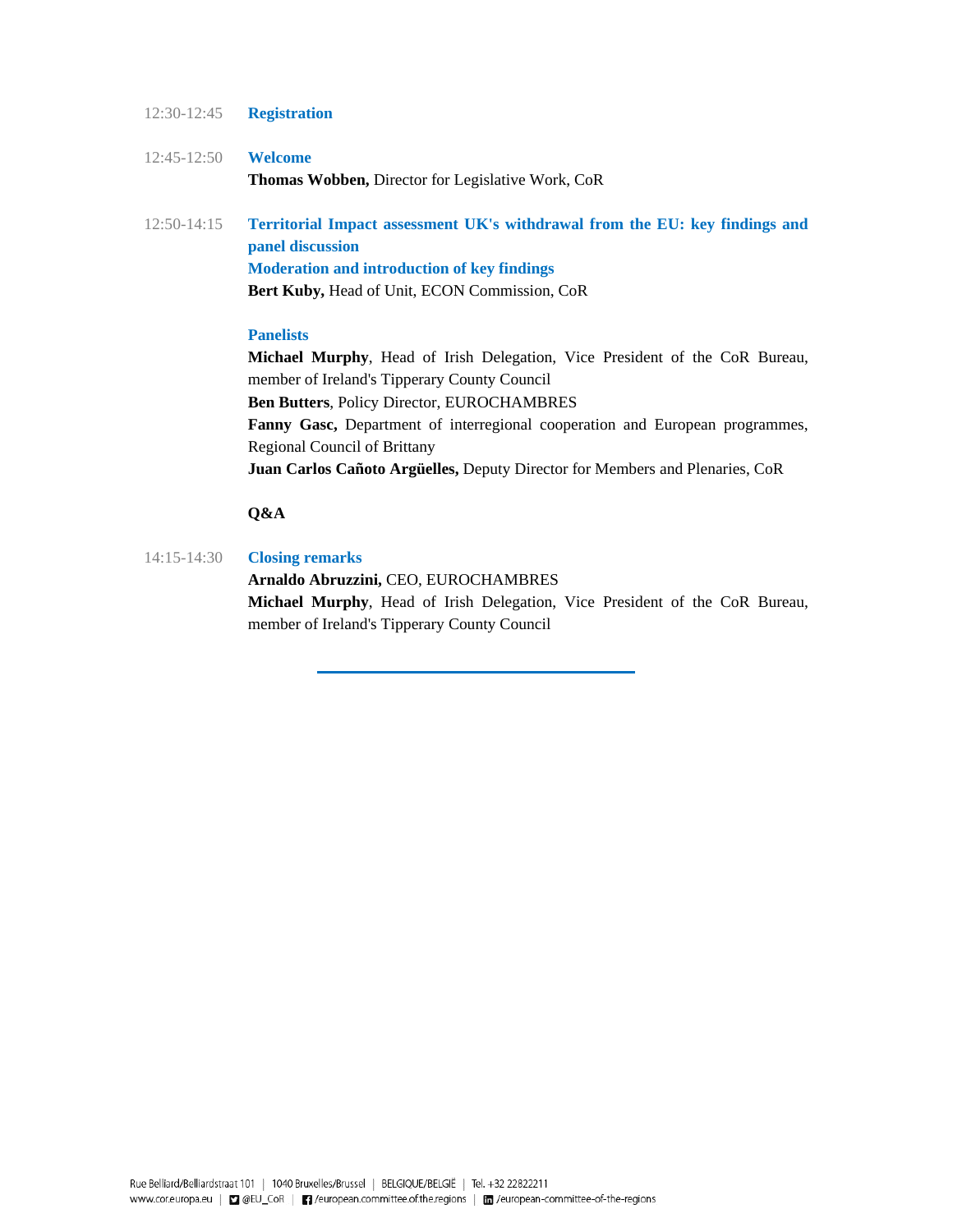12:30-12:45 **Registration**

12:45-12:50 **Welcome**

**Thomas Wobben,** Director for Legislative Work, CoR

12:50-14:15 **Territorial Impact assessment UK's withdrawal from the EU: key findings and panel discussion**

**Moderation and introduction of key findings**

**Bert Kuby,** Head of Unit, ECON Commission, CoR

**Panelists**

**Michael Murphy**, Head of Irish Delegation, Vice President of the CoR Bureau, member of Ireland's Tipperary County Council

**Ben Butters**, Policy Director, EUROCHAMBRES

**Fanny Gasc,** Department of interregional cooperation and European programmes, Regional Council of Brittany

**Juan Carlos Cañoto Argüelles,** Deputy Director for Members and Plenaries, CoR

**Q&A**

14:15-14:30 **Closing remarks**

**Arnaldo Abruzzini,** CEO, EUROCHAMBRES

**Michael Murphy**, Head of Irish Delegation, Vice President of the CoR Bureau, member of Ireland's Tipperary County Council